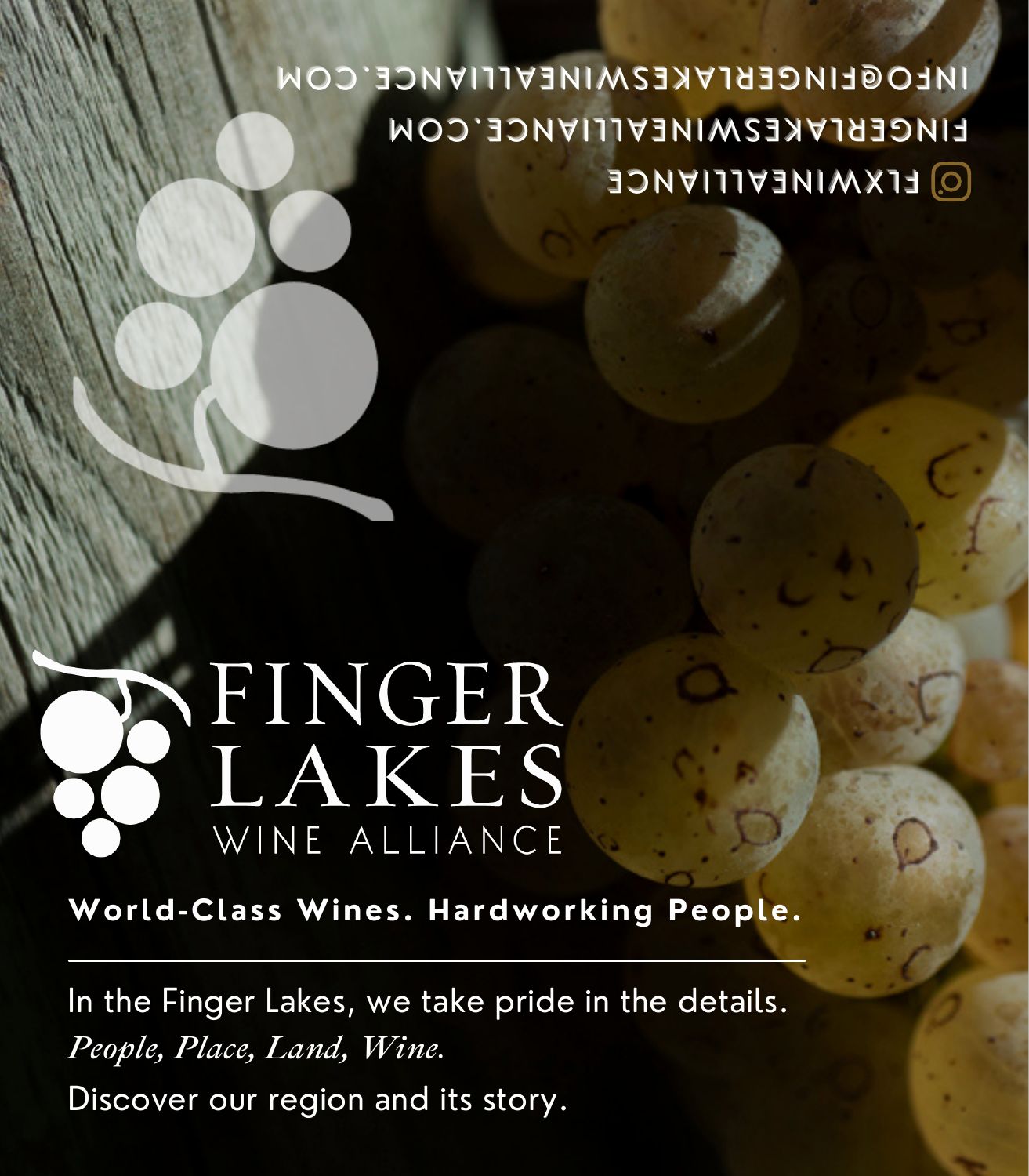INFO@FINGERLAKESWINEALLIANCE.COM

FINGERLAKESWINEALLIANCE.COM

FLXWINEALLIANCE

# FINGER LAKES
## WINE ALLIANCE

**World-Class Wines. Hardworking People.**

---

In the Finger Lakes, we take pride in the details.

*People, Place, Land, Wine.*

Discover our region and its story.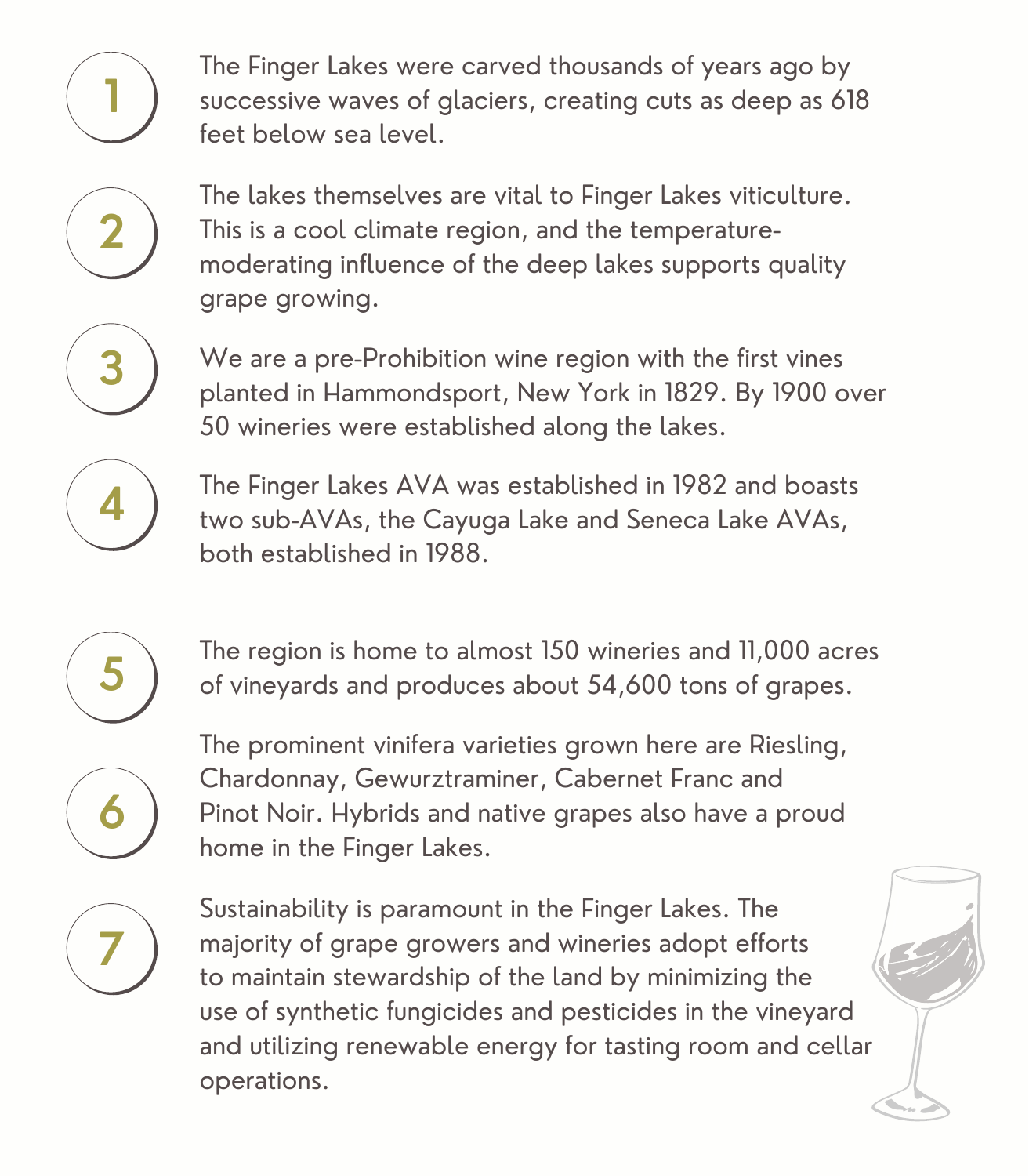1. The Finger Lakes were carved thousands of years ago by successive waves of glaciers, creating cuts as deep as 618 feet below sea level.

2. The lakes themselves are vital to Finger Lakes viticulture. This is a cool climate region, and the temperature-moderating influence of the deep lakes supports quality grape growing.

3. We are a pre-Prohibition wine region with the first vines planted in Hammondsport, New York in 1829. By 1900 over 50 wineries were established along the lakes.

4. The Finger Lakes AVA was established in 1982 and boasts two sub-AVAs, the Cayuga Lake and Seneca Lake AVAs, both established in 1988.

5. The region is home to almost 150 wineries and 11,000 acres of vineyards and produces about 54,600 tons of grapes.

6. The prominent vinifera varieties grown here are Riesling, Chardonnay, Gewurztraminer, Cabernet Franc and Pinot Noir. Hybrids and native grapes also have a proud home in the Finger Lakes.

7. Sustainability is paramount in the Finger Lakes. The majority of grape growers and wineries adopt efforts to maintain stewardship of the land by minimizing the use of synthetic fungicides and pesticides in the vineyard and utilizing renewable energy for tasting room and cellar operations.